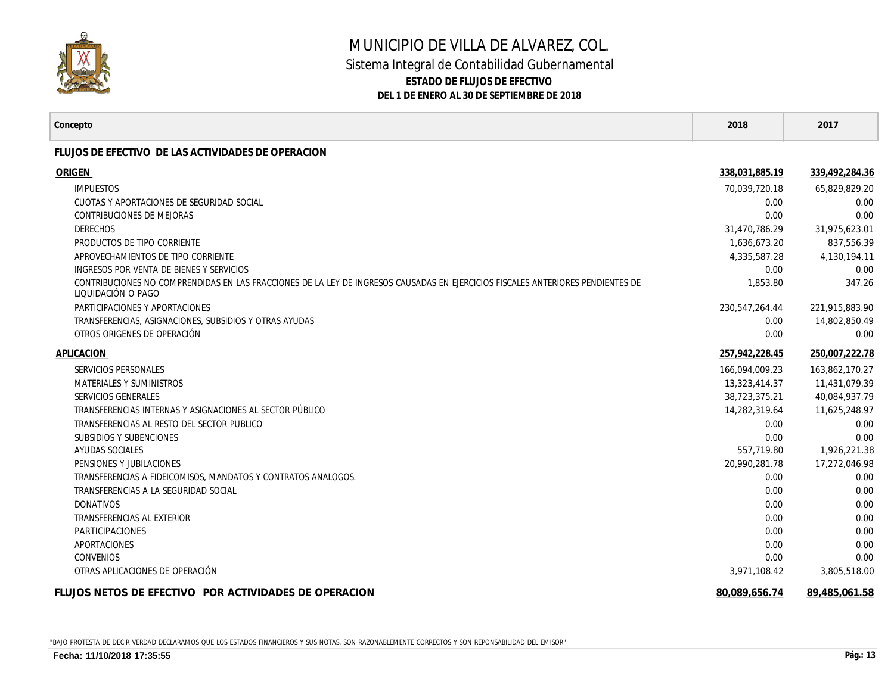# MUNICIPIO DE VILLA DE ALVAREZ, COL.

## Sistema Integral de Contabilidad Gubernamental

**ESTADO DE FLUJOS DE EFECTIVO**

**DEL 1 DE ENERO AL 30 DE SEPTIEMBRE DE 2018**

| Concepto | 2018 | 2017 |
|---|---|---|
| **FLUJOS DE EFECTIVO DE LAS ACTIVIDADES DE OPERACION** | | |
| **ORIGEN** | **338,031,885.19** | **339,492,284.36** |
| IMPUESTOS | 70,039,720.18 | 65,829,829.20 |
| CUOTAS Y APORTACIONES DE SEGURIDAD SOCIAL | 0.00 | 0.00 |
| CONTRIBUCIONES DE MEJORAS | 0.00 | 0.00 |
| DERECHOS | 31,470,786.29 | 31,975,623.01 |
| PRODUCTOS DE TIPO CORRIENTE | 1,636,673.20 | 837,556.39 |
| APROVECHAMIENTOS DE TIPO CORRIENTE | 4,335,587.28 | 4,130,194.11 |
| INGRESOS POR VENTA DE BIENES Y SERVICIOS | 0.00 | 0.00 |
| CONTRIBUCIONES NO COMPRENDIDAS EN LAS FRACCIONES DE LA LEY DE INGRESOS CAUSADAS EN EJERCICIOS FISCALES ANTERIORES PENDIENTES DE LIQUIDACIÓN O PAGO | 1,853.80 | 347.26 |
| PARTICIPACIONES Y APORTACIONES | 230,547,264.44 | 221,915,883.90 |
| TRANSFERENCIAS, ASIGNACIONES, SUBSIDIOS Y OTRAS AYUDAS | 0.00 | 14,802,850.49 |
| OTROS ORIGENES DE OPERACIÓN | 0.00 | 0.00 |
| **APLICACION** | **257,942,228.45** | **250,007,222.78** |
| SERVICIOS PERSONALES | 166,094,009.23 | 163,862,170.27 |
| MATERIALES Y SUMINISTROS | 13,323,414.37 | 11,431,079.39 |
| SERVICIOS GENERALES | 38,723,375.21 | 40,084,937.79 |
| TRANSFERENCIAS INTERNAS Y ASIGNACIONES AL SECTOR PÚBLICO | 14,282,319.64 | 11,625,248.97 |
| TRANSFERENCIAS AL RESTO DEL SECTOR PUBLICO | 0.00 | 0.00 |
| SUBSIDIOS Y SUBENCIONES | 0.00 | 0.00 |
| AYUDAS SOCIALES | 557,719.80 | 1,926,221.38 |
| PENSIONES Y JUBILACIONES | 20,990,281.78 | 17,272,046.98 |
| TRANSFERENCIAS A FIDEICOMISOS, MANDATOS Y CONTRATOS ANALOGOS. | 0.00 | 0.00 |
| TRANSFERENCIAS A LA SEGURIDAD SOCIAL | 0.00 | 0.00 |
| DONATIVOS | 0.00 | 0.00 |
| TRANSFERENCIAS AL EXTERIOR | 0.00 | 0.00 |
| PARTICIPACIONES | 0.00 | 0.00 |
| APORTACIONES | 0.00 | 0.00 |
| CONVENIOS | 0.00 | 0.00 |
| OTRAS APLICACIONES DE OPERACIÓN | 3,971,108.42 | 3,805,518.00 |
| **FLUJOS NETOS DE EFECTIVO POR ACTIVIDADES DE OPERACION** | **80,089,656.74** | **89,485,061.58** |

"BAJO PROTESTA DE DECIR VERDAD DECLARAMOS QUE LOS ESTADOS FINANCIEROS Y SUS NOTAS, SON RAZONABLEMENTE CORRECTOS Y SON REPONSABILIDAD DEL EMISOR"

**Fecha: 11/10/2018 17:35:55**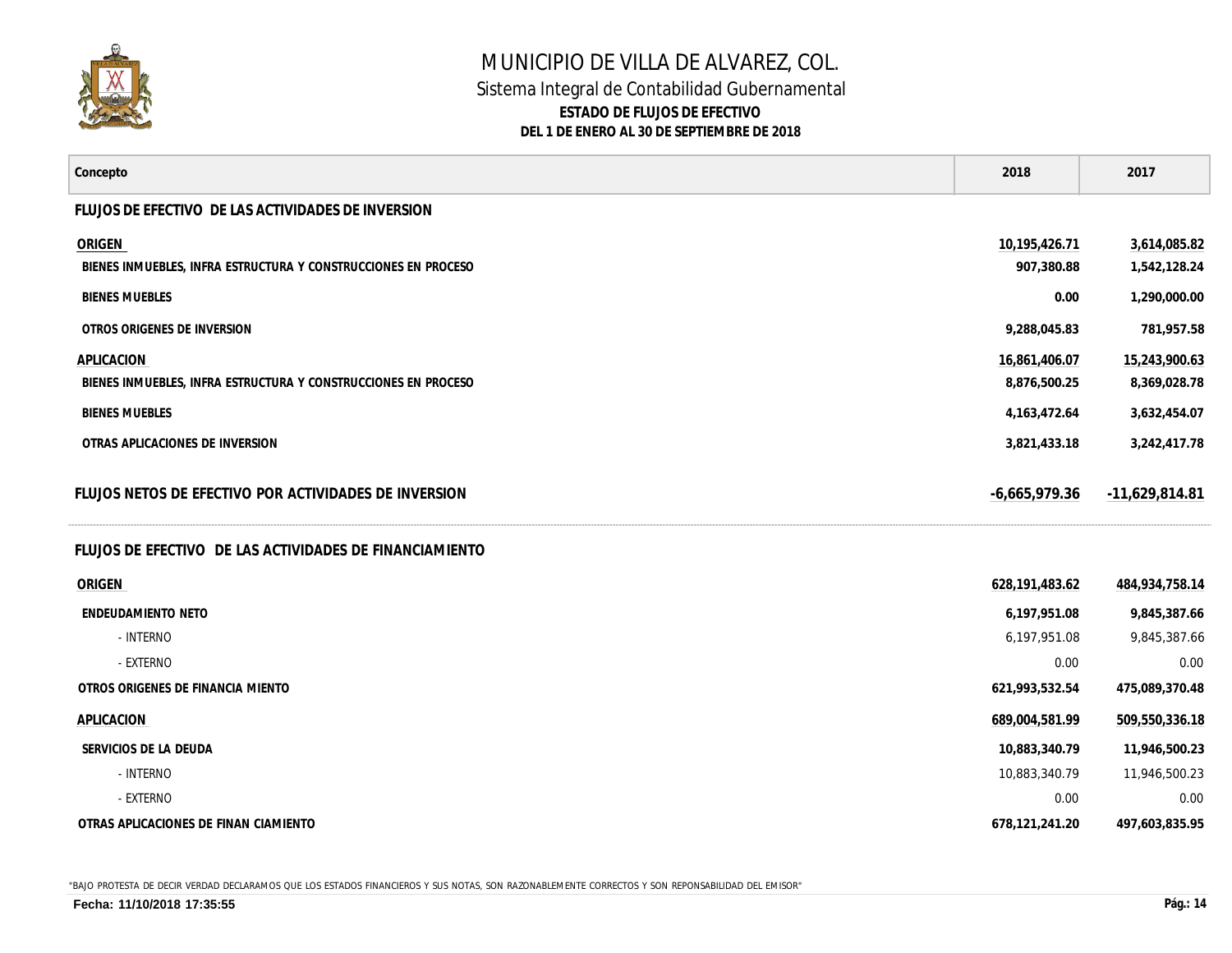# MUNICIPIO DE VILLA DE ALVAREZ, COL.

## Sistema Integral de Contabilidad Gubernamental

### ESTADO DE FLUJOS DE EFECTIVO

**DEL 1 DE ENERO AL 30 DE SEPTIEMBRE DE 2018**

| Concepto | 2018 | 2017 |
|---|---|---|
| **FLUJOS DE EFECTIVO DE LAS ACTIVIDADES DE INVERSION** | | |
| **ORIGEN** | **10,195,426.71** | **3,614,085.82** |
| **BIENES INMUEBLES, INFRA ESTRUCTURA Y CONSTRUCCIONES EN PROCESO** | **907,380.88** | **1,542,128.24** |
| **BIENES MUEBLES** | **0.00** | **1,290,000.00** |
| **OTROS ORIGENES DE INVERSION** | **9,288,045.83** | **781,957.58** |
| **APLICACION** | **16,861,406.07** | **15,243,900.63** |
| **BIENES INMUEBLES, INFRA ESTRUCTURA Y CONSTRUCCIONES EN PROCESO** | **8,876,500.25** | **8,369,028.78** |
| **BIENES MUEBLES** | **4,163,472.64** | **3,632,454.07** |
| **OTRAS APLICACIONES DE INVERSION** | **3,821,433.18** | **3,242,417.78** |
| **FLUJOS NETOS DE EFECTIVO POR ACTIVIDADES DE INVERSION** | **-6,665,979.36** | **-11,629,814.81** |
| **FLUJOS DE EFECTIVO DE LAS ACTIVIDADES DE FINANCIAMIENTO** | | |
| **ORIGEN** | **628,191,483.62** | **484,934,758.14** |
| **ENDEUDAMIENTO NETO** | **6,197,951.08** | **9,845,387.66** |
| - INTERNO | 6,197,951.08 | 9,845,387.66 |
| - EXTERNO | 0.00 | 0.00 |
| **OTROS ORIGENES DE FINANCIA MIENTO** | **621,993,532.54** | **475,089,370.48** |
| **APLICACION** | **689,004,581.99** | **509,550,336.18** |
| **SERVICIOS DE LA DEUDA** | **10,883,340.79** | **11,946,500.23** |
| - INTERNO | 10,883,340.79 | 11,946,500.23 |
| - EXTERNO | 0.00 | 0.00 |
| **OTRAS APLICACIONES DE FINAN CIAMIENTO** | **678,121,241.20** | **497,603,835.95** |

"BAJO PROTESTA DE DECIR VERDAD DECLARAMOS QUE LOS ESTADOS FINANCIEROS Y SUS NOTAS, SON RAZONABLEMENTE CORRECTOS Y SON REPONSABILIDAD DEL EMISOR"

**Fecha: 11/10/2018 17:35:55**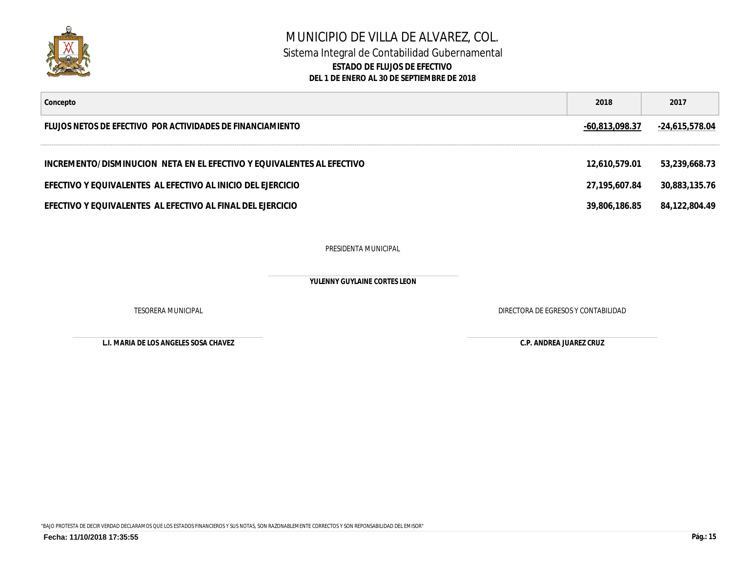# MUNICIPIO DE VILLA DE ALVAREZ, COL.

## Sistema Integral de Contabilidad Gubernamental

**ESTADO DE FLUJOS DE EFECTIVO**

**DEL 1 DE ENERO AL 30 DE SEPTIEMBRE DE 2018**

| Concepto | 2018 | 2017 |
|---|---|---|
| **FLUJOS NETOS DE EFECTIVO POR ACTIVIDADES DE FINANCIAMIENTO** | **-60,813,098.37** | **-24,615,578.04** |
| **INCREMENTO/DISMINUCION NETA EN EL EFECTIVO Y EQUIVALENTES AL EFECTIVO** | **12,610,579.01** | **53,239,668.73** |
| **EFECTIVO Y EQUIVALENTES AL EFECTIVO AL INICIO DEL EJERCICIO** | **27,195,607.84** | **30,883,135.76** |
| **EFECTIVO Y EQUIVALENTES AL EFECTIVO AL FINAL DEL EJERCICIO** | **39,806,186.85** | **84,122,804.49** |

PRESIDENTA MUNICIPAL

**YULENNY GUYLAINE CORTES LEON**

TESORERA MUNICIPAL

**L.I. MARIA DE LOS ANGELES SOSA CHAVEZ**

DIRECTORA DE EGRESOS Y CONTABILIDAD

**C.P. ANDREA JUAREZ CRUZ**

"BAJO PROTESTA DE DECIR VERDAD DECLARAMOS QUE LOS ESTADOS FINANCIEROS Y SUS NOTAS, SON RAZONABLEMENTE CORRECTOS Y SON REPONSABILIDAD DEL EMISOR"

**Fecha: 11/10/2018 17:35:55**